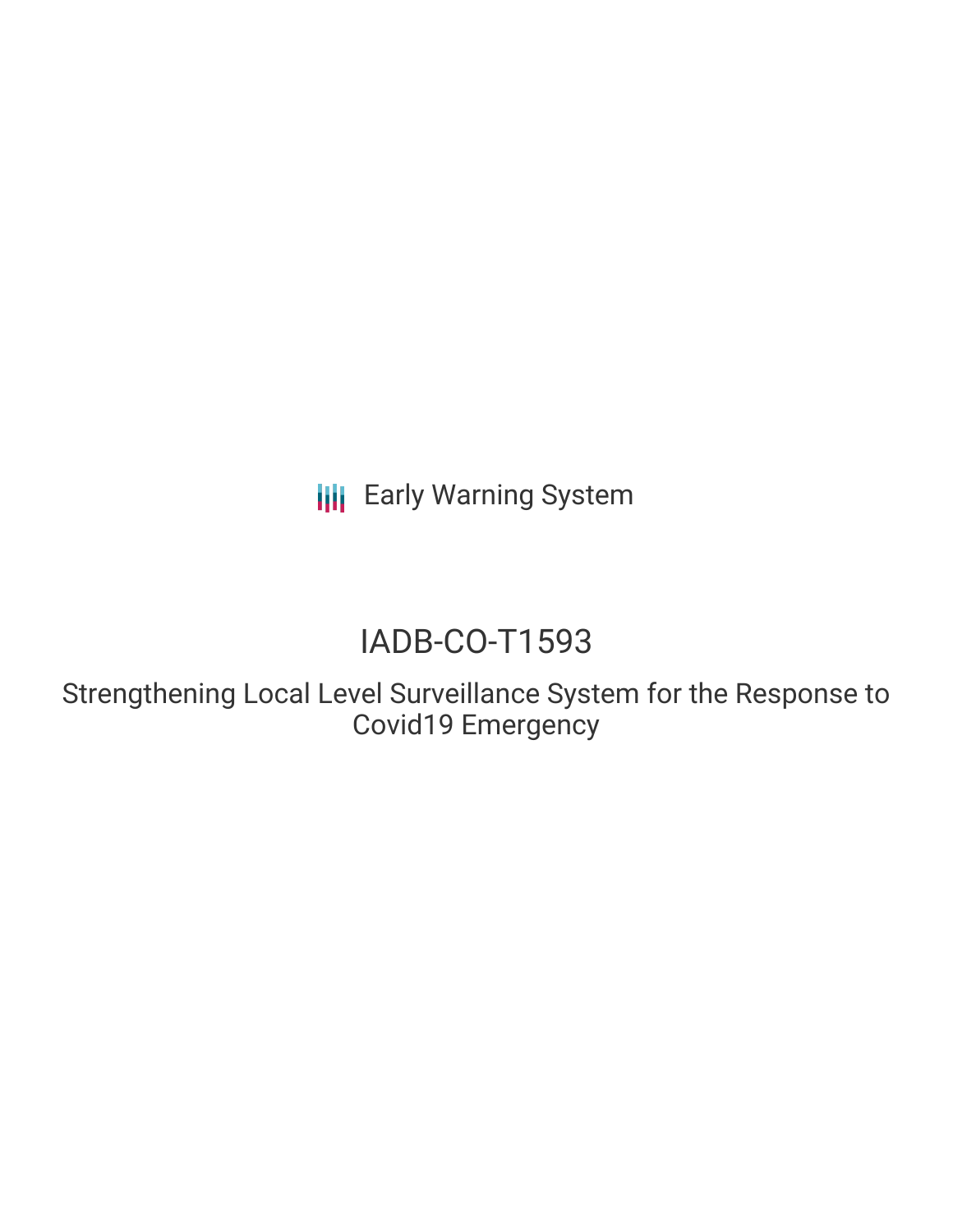Early Warning System

# IADB-CO-T1593

## Strengthening Local Level Surveillance System for the Response to Covid19 Emergency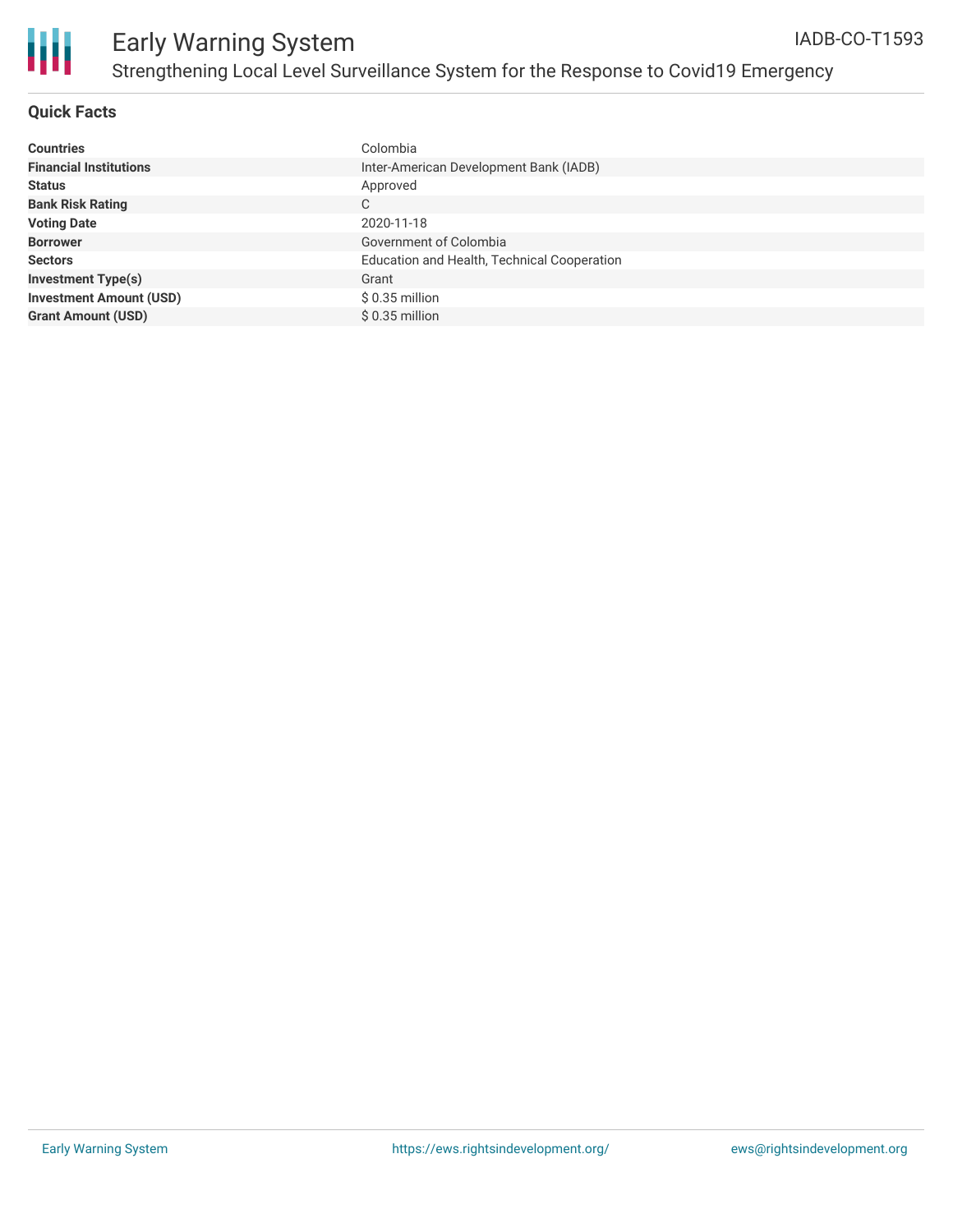## Quick Facts

| | |
|---|---|
| **Countries** | Colombia |
| **Financial Institutions** | Inter-American Development Bank (IADB) |
| **Status** | Approved |
| **Bank Risk Rating** | C |
| **Voting Date** | 2020-11-18 |
| **Borrower** | Government of Colombia |
| **Sectors** | Education and Health, Technical Cooperation |
| **Investment Type(s)** | Grant |
| **Investment Amount (USD)** | $ 0.35 million |
| **Grant Amount (USD)** | $ 0.35 million |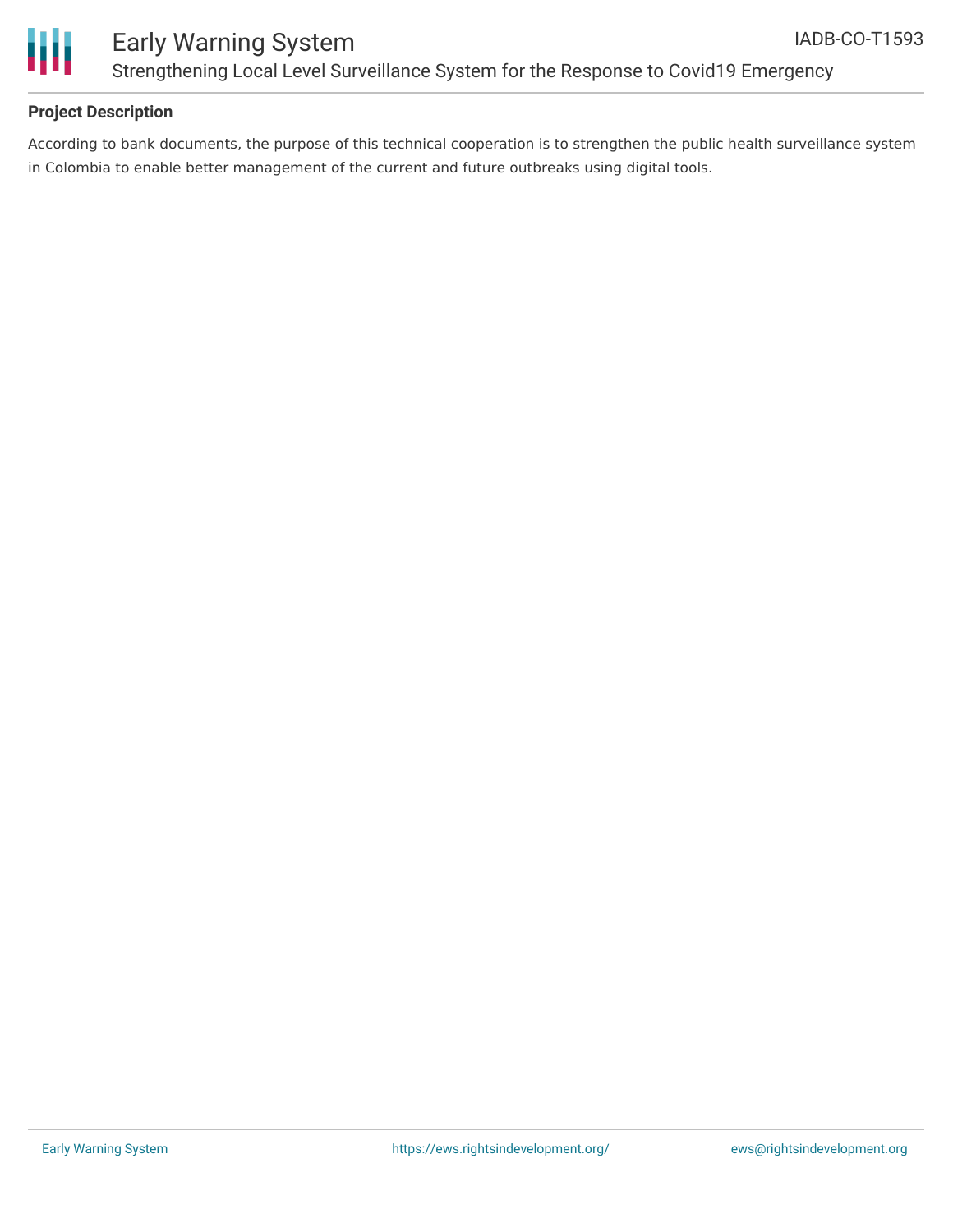## Project Description

According to bank documents, the purpose of this technical cooperation is to strengthen the public health surveillance system in Colombia to enable better management of the current and future outbreaks using digital tools.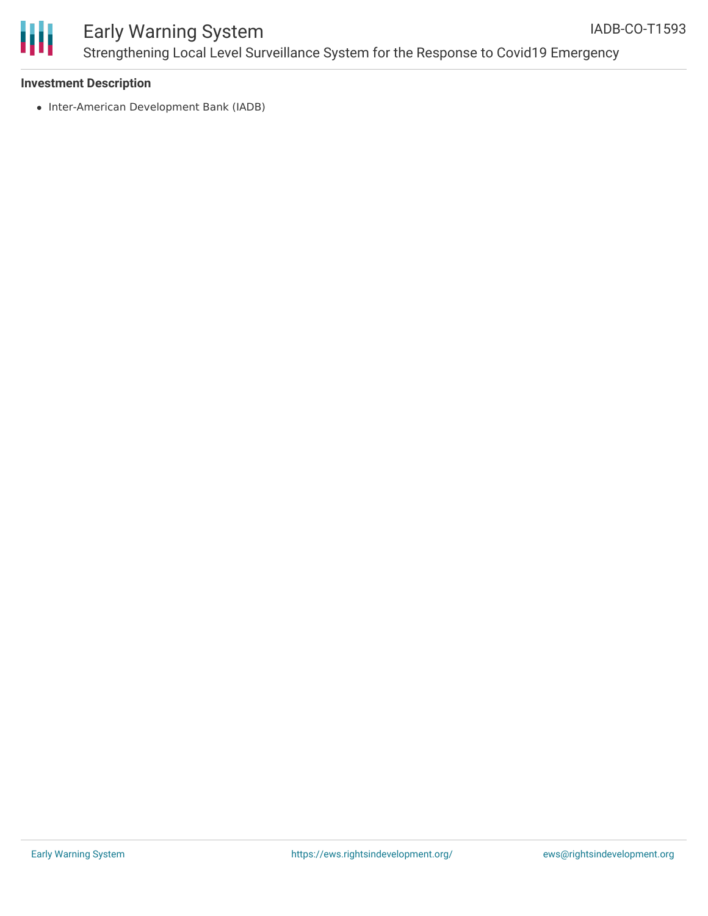### Investment Description

- Inter-American Development Bank (IADB)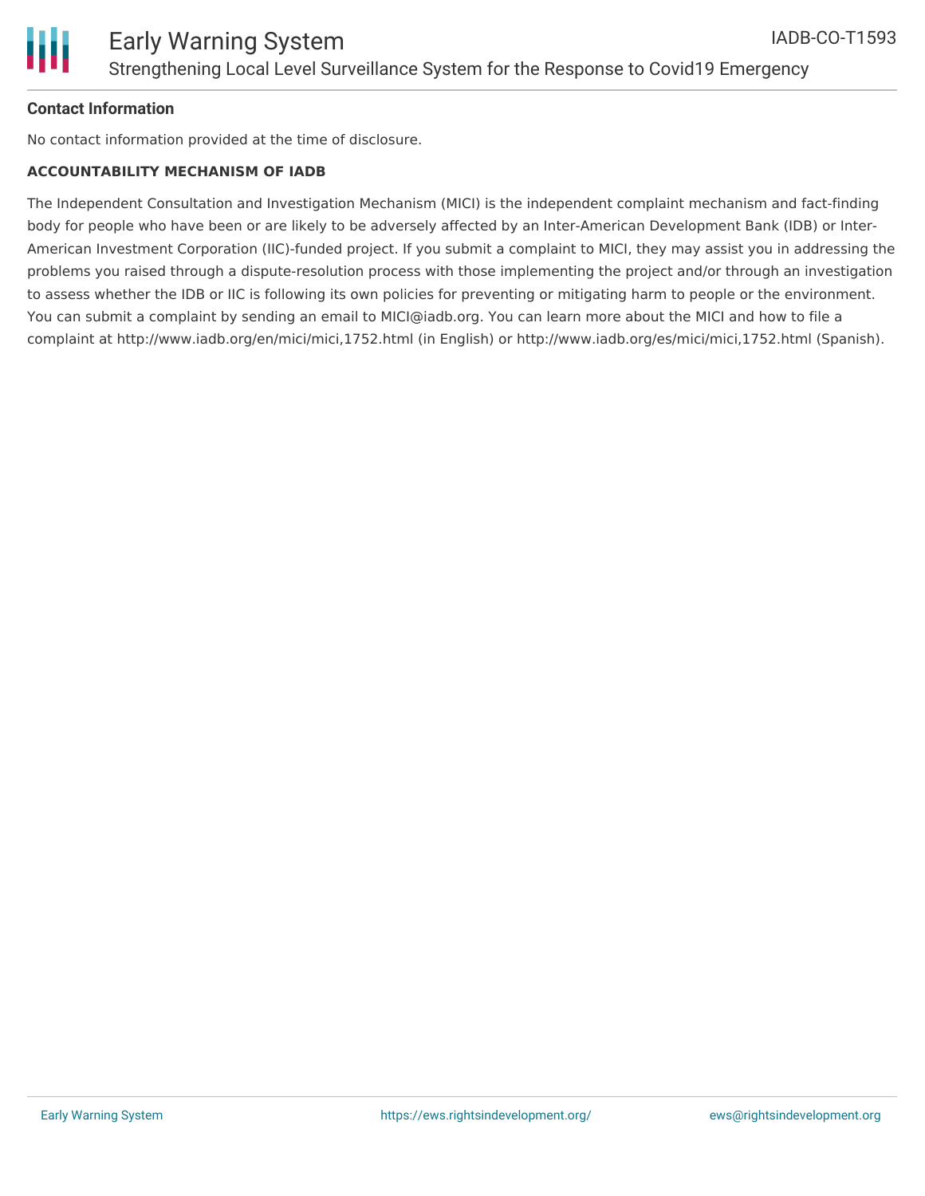**Contact Information**

No contact information provided at the time of disclosure.

**ACCOUNTABILITY MECHANISM OF IADB**

The Independent Consultation and Investigation Mechanism (MICI) is the independent complaint mechanism and fact-finding body for people who have been or are likely to be adversely affected by an Inter-American Development Bank (IDB) or Inter-American Investment Corporation (IIC)-funded project. If you submit a complaint to MICI, they may assist you in addressing the problems you raised through a dispute-resolution process with those implementing the project and/or through an investigation to assess whether the IDB or IIC is following its own policies for preventing or mitigating harm to people or the environment. You can submit a complaint by sending an email to MICI@iadb.org. You can learn more about the MICI and how to file a complaint at http://www.iadb.org/en/mici/mici,1752.html (in English) or http://www.iadb.org/es/mici/mici,1752.html (Spanish).